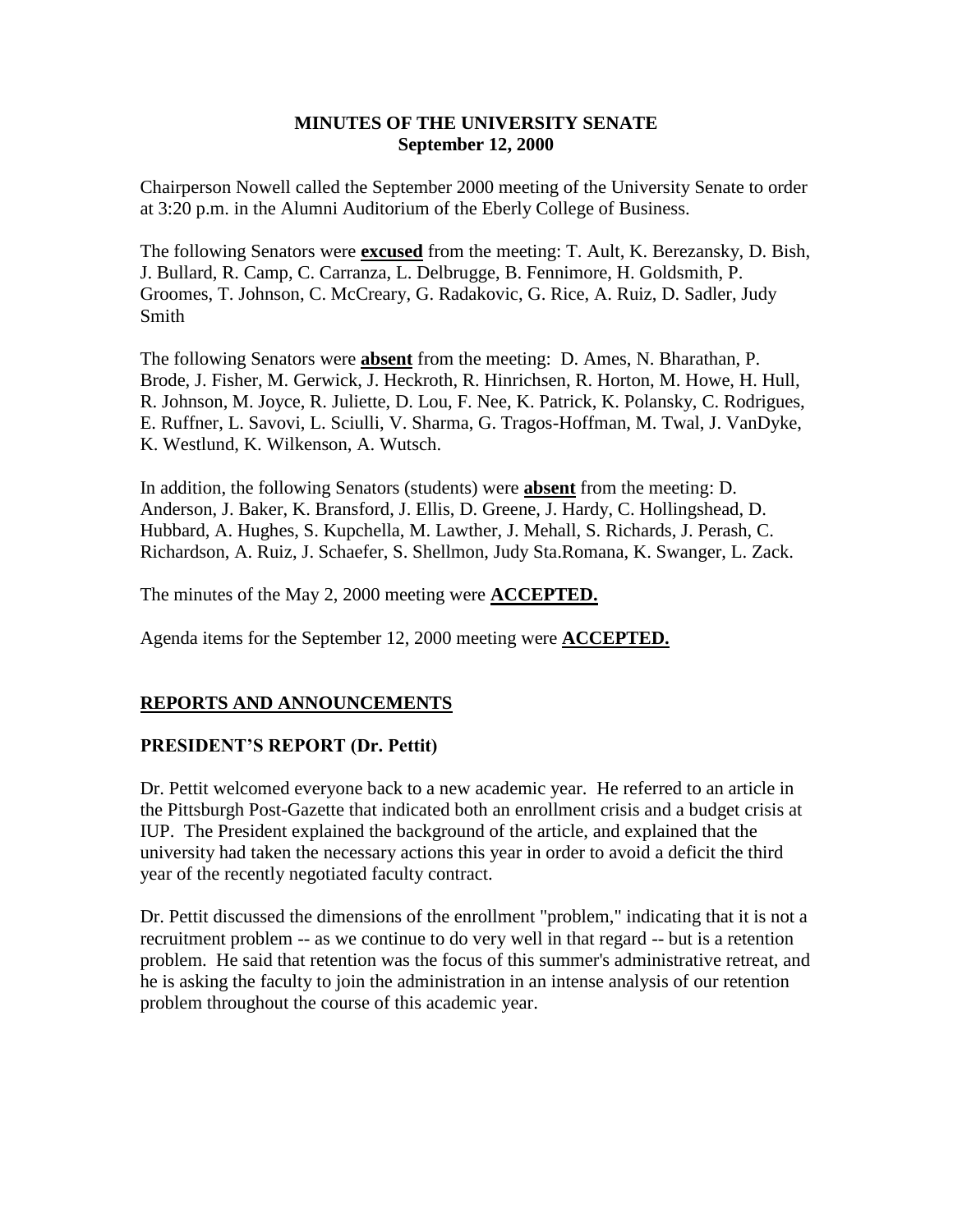# MINUTES OF THE UNIVERSITY SENATE
**September 12, 2000**

Chairperson Nowell called the September 2000 meeting of the University Senate to order at 3:20 p.m. in the Alumni Auditorium of the Eberly College of Business.

The following Senators were **excused** from the meeting: T. Ault, K. Berezansky, D. Bish, J. Bullard, R. Camp, C. Carranza, L. Delbrugge, B. Fennimore, H. Goldsmith, P. Groomes, T. Johnson, C. McCreary, G. Radakovic, G. Rice, A. Ruiz, D. Sadler, Judy Smith

The following Senators were **absent** from the meeting: D. Ames, N. Bharathan, P. Brode, J. Fisher, M. Gerwick, J. Heckroth, R. Hinrichsen, R. Horton, M. Howe, H. Hull, R. Johnson, M. Joyce, R. Juliette, D. Lou, F. Nee, K. Patrick, K. Polansky, C. Rodrigues, E. Ruffner, L. Savovi, L. Sciulli, V. Sharma, G. Tragos-Hoffman, M. Twal, J. VanDyke, K. Westlund, K. Wilkenson, A. Wutsch.

In addition, the following Senators (students) were **absent** from the meeting: D. Anderson, J. Baker, K. Bransford, J. Ellis, D. Greene, J. Hardy, C. Hollingshead, D. Hubbard, A. Hughes, S. Kupchella, M. Lawther, J. Mehall, S. Richards, J. Perash, C. Richardson, A. Ruiz, J. Schaefer, S. Shellmon, Judy Sta.Romana, K. Swanger, L. Zack.

The minutes of the May 2, 2000 meeting were **ACCEPTED.**

Agenda items for the September 12, 2000 meeting were **ACCEPTED.**

## REPORTS AND ANNOUNCEMENTS

### PRESIDENT'S REPORT (Dr. Pettit)

Dr. Pettit welcomed everyone back to a new academic year. He referred to an article in the Pittsburgh Post-Gazette that indicated both an enrollment crisis and a budget crisis at IUP. The President explained the background of the article, and explained that the university had taken the necessary actions this year in order to avoid a deficit the third year of the recently negotiated faculty contract.

Dr. Pettit discussed the dimensions of the enrollment "problem," indicating that it is not a recruitment problem -- as we continue to do very well in that regard -- but is a retention problem. He said that retention was the focus of this summer's administrative retreat, and he is asking the faculty to join the administration in an intense analysis of our retention problem throughout the course of this academic year.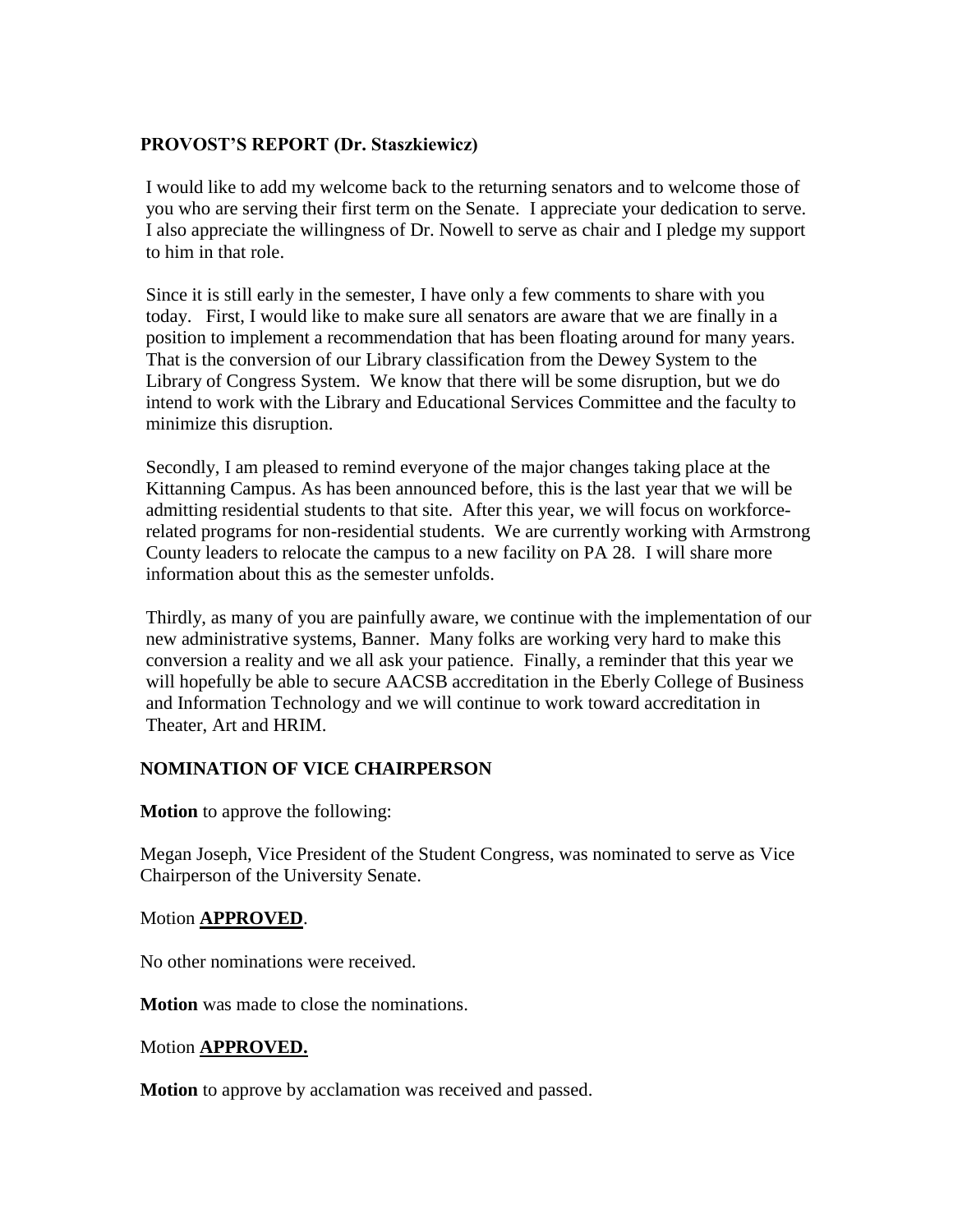## PROVOST'S REPORT (Dr. Staszkiewicz)

I would like to add my welcome back to the returning senators and to welcome those of you who are serving their first term on the Senate. I appreciate your dedication to serve. I also appreciate the willingness of Dr. Nowell to serve as chair and I pledge my support to him in that role.

Since it is still early in the semester, I have only a few comments to share with you today. First, I would like to make sure all senators are aware that we are finally in a position to implement a recommendation that has been floating around for many years. That is the conversion of our Library classification from the Dewey System to the Library of Congress System. We know that there will be some disruption, but we do intend to work with the Library and Educational Services Committee and the faculty to minimize this disruption.

Secondly, I am pleased to remind everyone of the major changes taking place at the Kittanning Campus. As has been announced before, this is the last year that we will be admitting residential students to that site. After this year, we will focus on workforce-related programs for non-residential students. We are currently working with Armstrong County leaders to relocate the campus to a new facility on PA 28. I will share more information about this as the semester unfolds.

Thirdly, as many of you are painfully aware, we continue with the implementation of our new administrative systems, Banner. Many folks are working very hard to make this conversion a reality and we all ask your patience. Finally, a reminder that this year we will hopefully be able to secure AACSB accreditation in the Eberly College of Business and Information Technology and we will continue to work toward accreditation in Theater, Art and HRIM.

## NOMINATION OF VICE CHAIRPERSON

**Motion** to approve the following:

Megan Joseph, Vice President of the Student Congress, was nominated to serve as Vice Chairperson of the University Senate.

Motion **APPROVED**.

No other nominations were received.

**Motion** was made to close the nominations.

Motion **APPROVED.**

**Motion** to approve by acclamation was received and passed.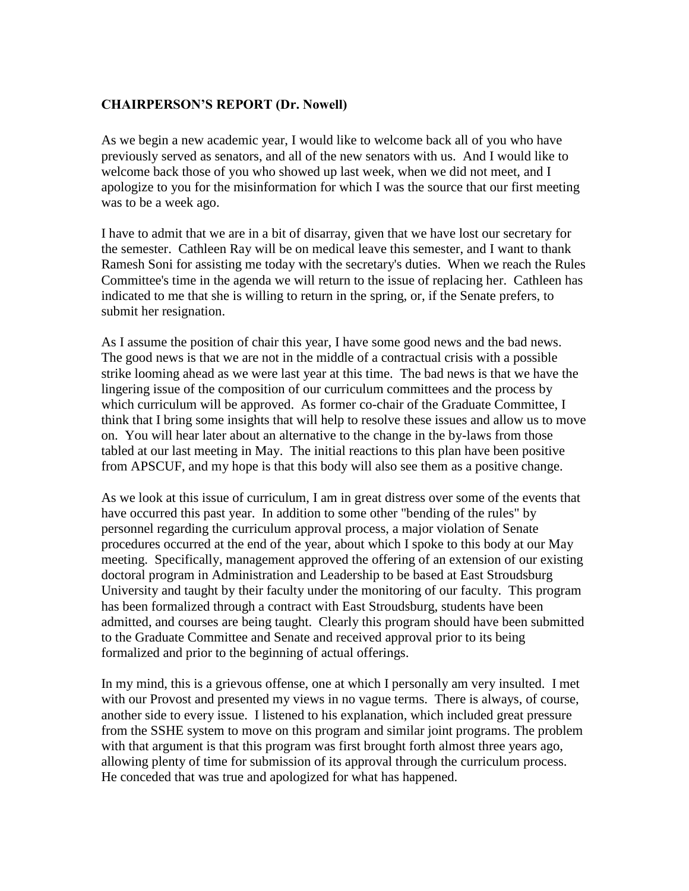**CHAIRPERSON'S REPORT (Dr. Nowell)**

As we begin a new academic year, I would like to welcome back all of you who have previously served as senators, and all of the new senators with us. And I would like to welcome back those of you who showed up last week, when we did not meet, and I apologize to you for the misinformation for which I was the source that our first meeting was to be a week ago.

I have to admit that we are in a bit of disarray, given that we have lost our secretary for the semester. Cathleen Ray will be on medical leave this semester, and I want to thank Ramesh Soni for assisting me today with the secretary's duties. When we reach the Rules Committee's time in the agenda we will return to the issue of replacing her. Cathleen has indicated to me that she is willing to return in the spring, or, if the Senate prefers, to submit her resignation.

As I assume the position of chair this year, I have some good news and the bad news. The good news is that we are not in the middle of a contractual crisis with a possible strike looming ahead as we were last year at this time. The bad news is that we have the lingering issue of the composition of our curriculum committees and the process by which curriculum will be approved. As former co-chair of the Graduate Committee, I think that I bring some insights that will help to resolve these issues and allow us to move on. You will hear later about an alternative to the change in the by-laws from those tabled at our last meeting in May. The initial reactions to this plan have been positive from APSCUF, and my hope is that this body will also see them as a positive change.

As we look at this issue of curriculum, I am in great distress over some of the events that have occurred this past year. In addition to some other "bending of the rules" by personnel regarding the curriculum approval process, a major violation of Senate procedures occurred at the end of the year, about which I spoke to this body at our May meeting. Specifically, management approved the offering of an extension of our existing doctoral program in Administration and Leadership to be based at East Stroudsburg University and taught by their faculty under the monitoring of our faculty. This program has been formalized through a contract with East Stroudsburg, students have been admitted, and courses are being taught. Clearly this program should have been submitted to the Graduate Committee and Senate and received approval prior to its being formalized and prior to the beginning of actual offerings.

In my mind, this is a grievous offense, one at which I personally am very insulted. I met with our Provost and presented my views in no vague terms. There is always, of course, another side to every issue. I listened to his explanation, which included great pressure from the SSHE system to move on this program and similar joint programs. The problem with that argument is that this program was first brought forth almost three years ago, allowing plenty of time for submission of its approval through the curriculum process. He conceded that was true and apologized for what has happened.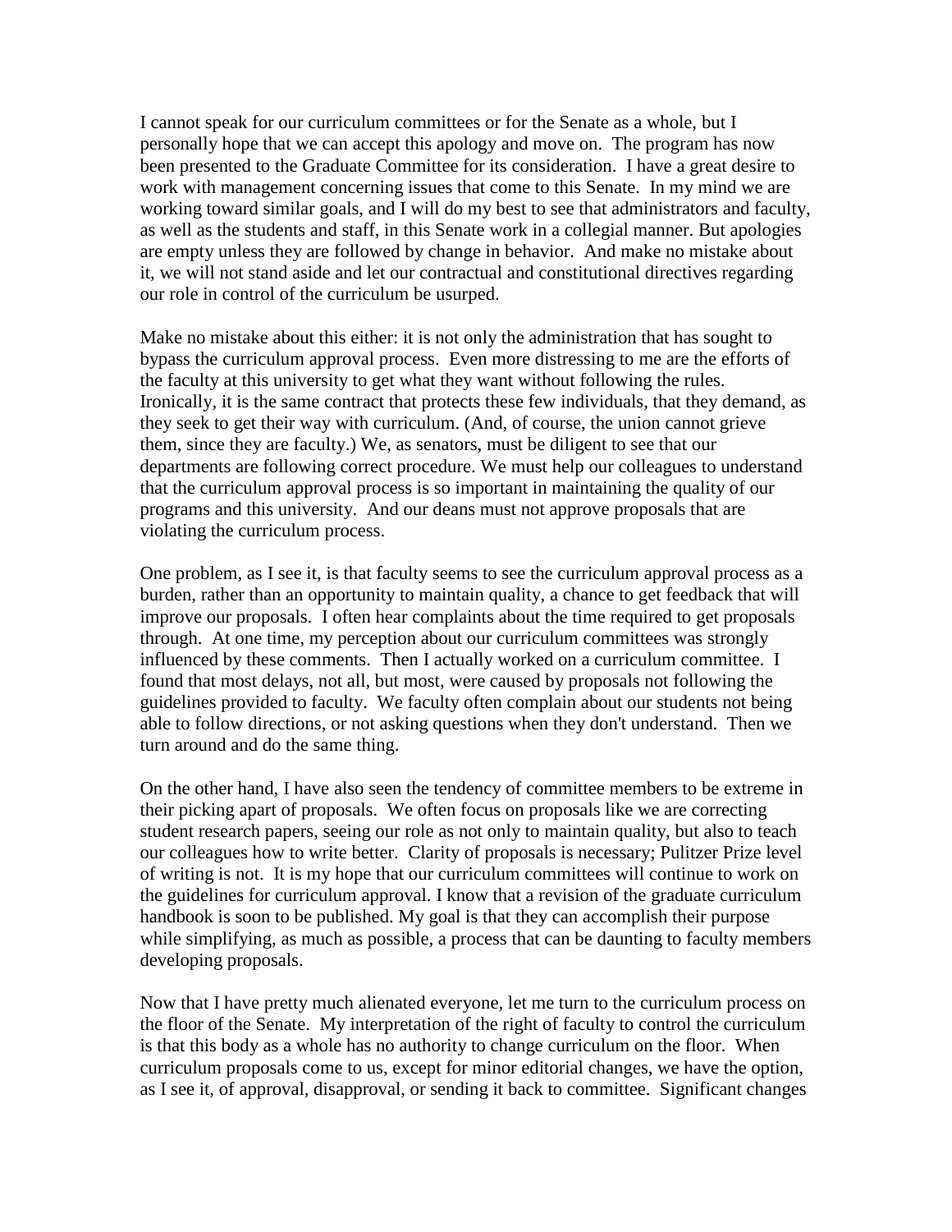I cannot speak for our curriculum committees or for the Senate as a whole, but I personally hope that we can accept this apology and move on. The program has now been presented to the Graduate Committee for its consideration. I have a great desire to work with management concerning issues that come to this Senate. In my mind we are working toward similar goals, and I will do my best to see that administrators and faculty, as well as the students and staff, in this Senate work in a collegial manner. But apologies are empty unless they are followed by change in behavior. And make no mistake about it, we will not stand aside and let our contractual and constitutional directives regarding our role in control of the curriculum be usurped.

Make no mistake about this either: it is not only the administration that has sought to bypass the curriculum approval process. Even more distressing to me are the efforts of the faculty at this university to get what they want without following the rules. Ironically, it is the same contract that protects these few individuals, that they demand, as they seek to get their way with curriculum. (And, of course, the union cannot grieve them, since they are faculty.) We, as senators, must be diligent to see that our departments are following correct procedure. We must help our colleagues to understand that the curriculum approval process is so important in maintaining the quality of our programs and this university. And our deans must not approve proposals that are violating the curriculum process.

One problem, as I see it, is that faculty seems to see the curriculum approval process as a burden, rather than an opportunity to maintain quality, a chance to get feedback that will improve our proposals. I often hear complaints about the time required to get proposals through. At one time, my perception about our curriculum committees was strongly influenced by these comments. Then I actually worked on a curriculum committee. I found that most delays, not all, but most, were caused by proposals not following the guidelines provided to faculty. We faculty often complain about our students not being able to follow directions, or not asking questions when they don't understand. Then we turn around and do the same thing.

On the other hand, I have also seen the tendency of committee members to be extreme in their picking apart of proposals. We often focus on proposals like we are correcting student research papers, seeing our role as not only to maintain quality, but also to teach our colleagues how to write better. Clarity of proposals is necessary; Pulitzer Prize level of writing is not. It is my hope that our curriculum committees will continue to work on the guidelines for curriculum approval. I know that a revision of the graduate curriculum handbook is soon to be published. My goal is that they can accomplish their purpose while simplifying, as much as possible, a process that can be daunting to faculty members developing proposals.

Now that I have pretty much alienated everyone, let me turn to the curriculum process on the floor of the Senate. My interpretation of the right of faculty to control the curriculum is that this body as a whole has no authority to change curriculum on the floor. When curriculum proposals come to us, except for minor editorial changes, we have the option, as I see it, of approval, disapproval, or sending it back to committee. Significant changes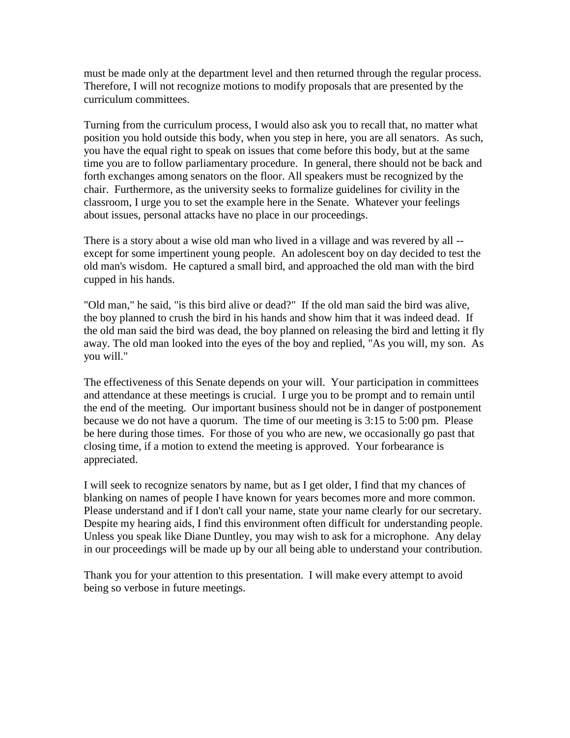must be made only at the department level and then returned through the regular process. Therefore, I will not recognize motions to modify proposals that are presented by the curriculum committees.

Turning from the curriculum process, I would also ask you to recall that, no matter what position you hold outside this body, when you step in here, you are all senators. As such, you have the equal right to speak on issues that come before this body, but at the same time you are to follow parliamentary procedure. In general, there should not be back and forth exchanges among senators on the floor. All speakers must be recognized by the chair. Furthermore, as the university seeks to formalize guidelines for civility in the classroom, I urge you to set the example here in the Senate. Whatever your feelings about issues, personal attacks have no place in our proceedings.

There is a story about a wise old man who lived in a village and was revered by all -- except for some impertinent young people. An adolescent boy on day decided to test the old man's wisdom. He captured a small bird, and approached the old man with the bird cupped in his hands.

"Old man," he said, "is this bird alive or dead?" If the old man said the bird was alive, the boy planned to crush the bird in his hands and show him that it was indeed dead. If the old man said the bird was dead, the boy planned on releasing the bird and letting it fly away. The old man looked into the eyes of the boy and replied, "As you will, my son. As you will."

The effectiveness of this Senate depends on your will. Your participation in committees and attendance at these meetings is crucial. I urge you to be prompt and to remain until the end of the meeting. Our important business should not be in danger of postponement because we do not have a quorum. The time of our meeting is 3:15 to 5:00 pm. Please be here during those times. For those of you who are new, we occasionally go past that closing time, if a motion to extend the meeting is approved. Your forbearance is appreciated.

I will seek to recognize senators by name, but as I get older, I find that my chances of blanking on names of people I have known for years becomes more and more common. Please understand and if I don't call your name, state your name clearly for our secretary. Despite my hearing aids, I find this environment often difficult for understanding people. Unless you speak like Diane Duntley, you may wish to ask for a microphone. Any delay in our proceedings will be made up by our all being able to understand your contribution.

Thank you for your attention to this presentation. I will make every attempt to avoid being so verbose in future meetings.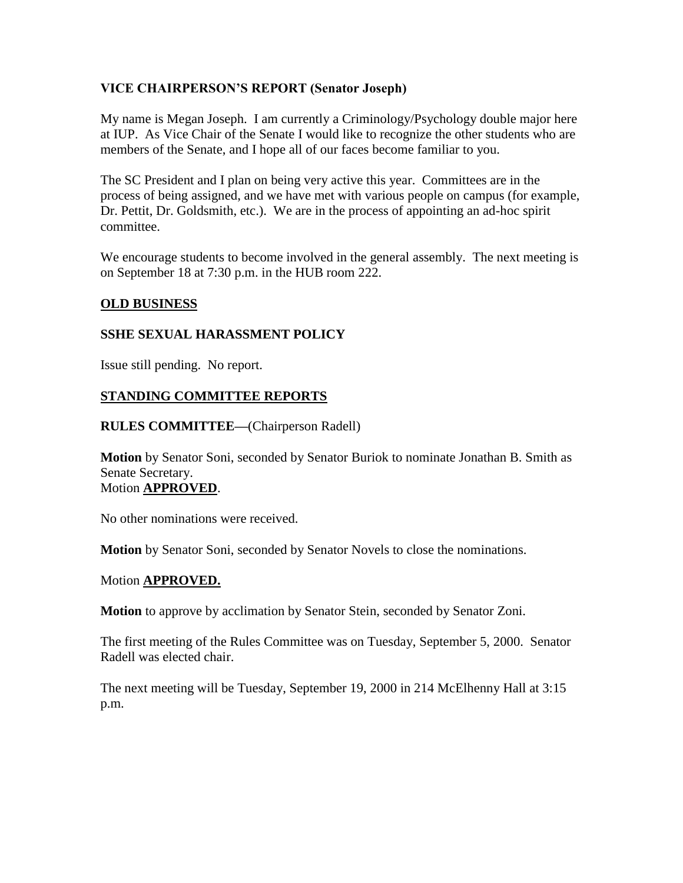## VICE CHAIRPERSON'S REPORT (Senator Joseph)

My name is Megan Joseph. I am currently a Criminology/Psychology double major here at IUP. As Vice Chair of the Senate I would like to recognize the other students who are members of the Senate, and I hope all of our faces become familiar to you.

The SC President and I plan on being very active this year. Committees are in the process of being assigned, and we have met with various people on campus (for example, Dr. Pettit, Dr. Goldsmith, etc.). We are in the process of appointing an ad-hoc spirit committee.

We encourage students to become involved in the general assembly. The next meeting is on September 18 at 7:30 p.m. in the HUB room 222.

## OLD BUSINESS

### SSHE SEXUAL HARASSMENT POLICY

Issue still pending. No report.

## STANDING COMMITTEE REPORTS

### RULES COMMITTEE—(Chairperson Radell)

**Motion** by Senator Soni, seconded by Senator Buriok to nominate Jonathan B. Smith as Senate Secretary.
Motion **APPROVED**.

No other nominations were received.

**Motion** by Senator Soni, seconded by Senator Novels to close the nominations.

Motion **APPROVED.**

**Motion** to approve by acclimation by Senator Stein, seconded by Senator Zoni.

The first meeting of the Rules Committee was on Tuesday, September 5, 2000. Senator Radell was elected chair.

The next meeting will be Tuesday, September 19, 2000 in 214 McElhenny Hall at 3:15 p.m.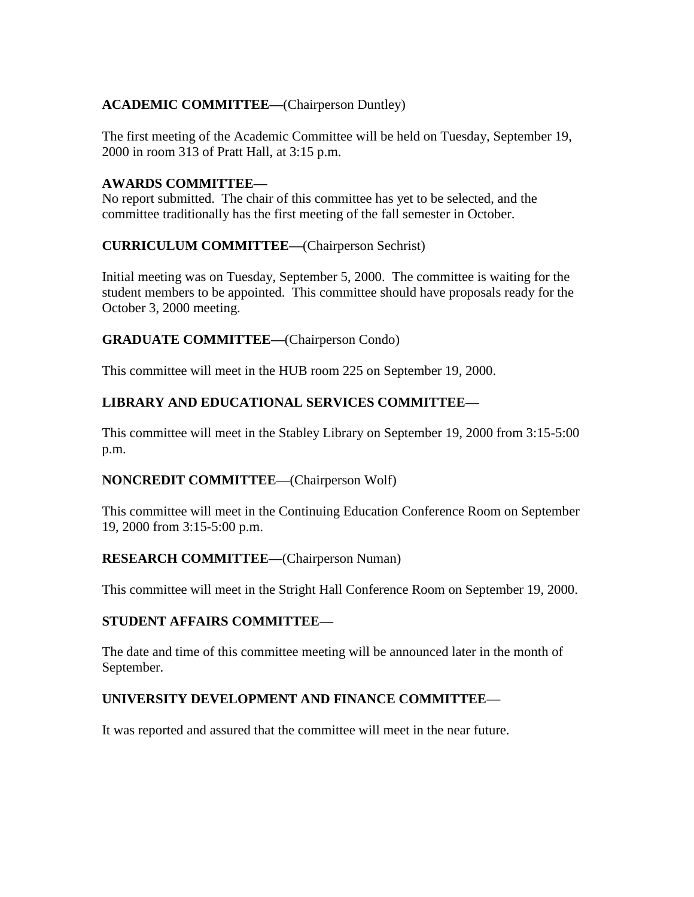**ACADEMIC COMMITTEE—**(Chairperson Duntley)

The first meeting of the Academic Committee will be held on Tuesday, September 19, 2000 in room 313 of Pratt Hall, at 3:15 p.m.

**AWARDS COMMITTEE—**
No report submitted. The chair of this committee has yet to be selected, and the committee traditionally has the first meeting of the fall semester in October.

**CURRICULUM COMMITTEE—**(Chairperson Sechrist)

Initial meeting was on Tuesday, September 5, 2000. The committee is waiting for the student members to be appointed. This committee should have proposals ready for the October 3, 2000 meeting.

**GRADUATE COMMITTEE**—(Chairperson Condo)

This committee will meet in the HUB room 225 on September 19, 2000.

**LIBRARY AND EDUCATIONAL SERVICES COMMITTEE—**

This committee will meet in the Stabley Library on September 19, 2000 from 3:15-5:00 p.m.

**NONCREDIT COMMITTEE—**(Chairperson Wolf)

This committee will meet in the Continuing Education Conference Room on September 19, 2000 from 3:15-5:00 p.m.

**RESEARCH COMMITTEE—**(Chairperson Numan)

This committee will meet in the Stright Hall Conference Room on September 19, 2000.

**STUDENT AFFAIRS COMMITTEE—**

The date and time of this committee meeting will be announced later in the month of September.

**UNIVERSITY DEVELOPMENT AND FINANCE COMMITTEE—**

It was reported and assured that the committee will meet in the near future.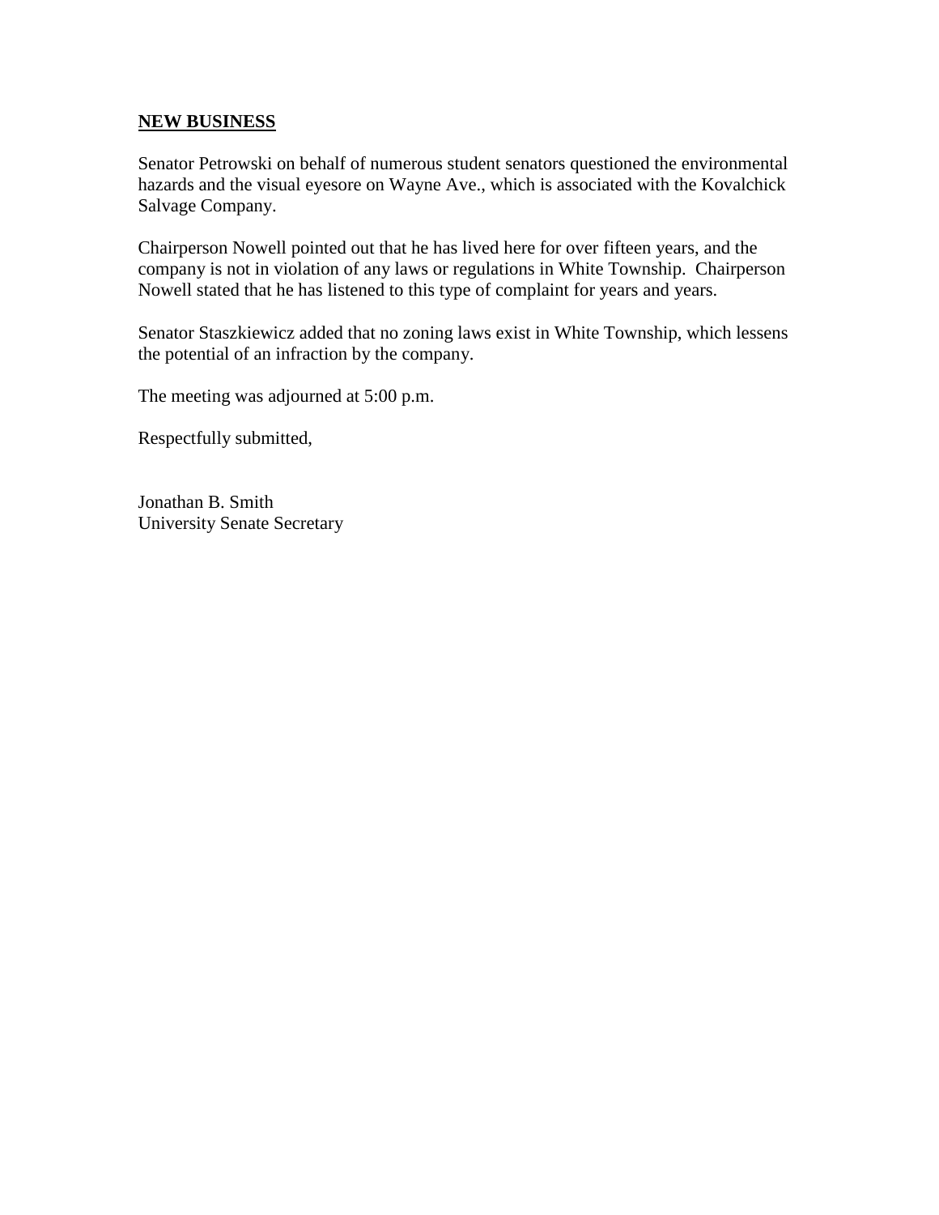**NEW BUSINESS**

Senator Petrowski on behalf of numerous student senators questioned the environmental hazards and the visual eyesore on Wayne Ave., which is associated with the Kovalchick Salvage Company.

Chairperson Nowell pointed out that he has lived here for over fifteen years, and the company is not in violation of any laws or regulations in White Township. Chairperson Nowell stated that he has listened to this type of complaint for years and years.

Senator Staszkiewicz added that no zoning laws exist in White Township, which lessens the potential of an infraction by the company.

The meeting was adjourned at 5:00 p.m.

Respectfully submitted,

Jonathan B. Smith
University Senate Secretary